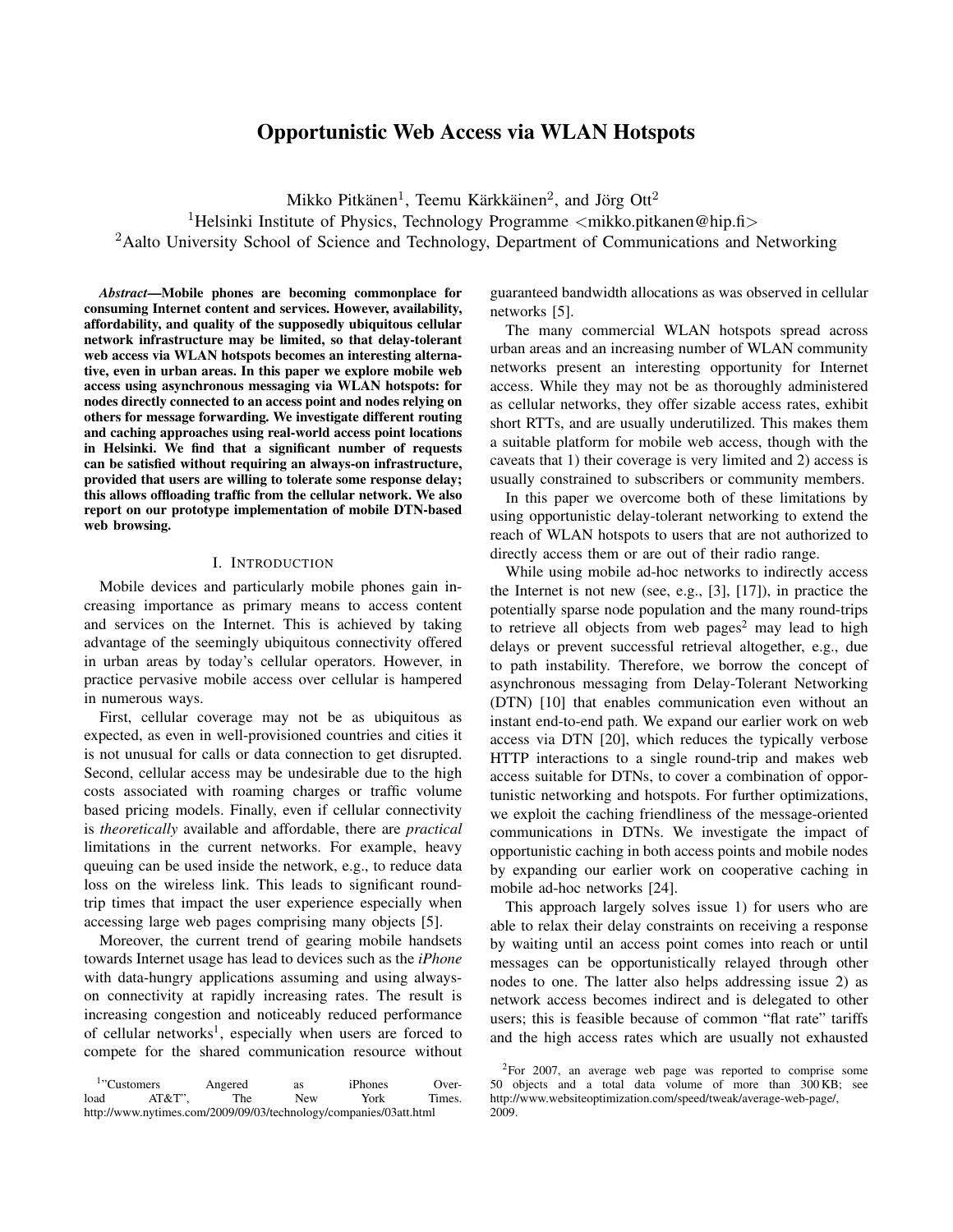# Opportunistic Web Access via WLAN Hotspots

Mikko Pitkänen[1], Teemu Kärkkäinen[2], and Jörg Ott[2]

[1]Helsinki Institute of Physics, Technology Programme <mikko.pitkanen@hip.fi>

[2]Aalto University School of Science and Technology, Department of Communications and Networking

***Abstract*—Mobile phones are becoming commonplace for consuming Internet content and services. However, availability, affordability, and quality of the supposedly ubiquitous cellular network infrastructure may be limited, so that delay-tolerant web access via WLAN hotspots becomes an interesting alternative, even in urban areas. In this paper we explore mobile web access using asynchronous messaging via WLAN hotspots: for nodes directly connected to an access point and nodes relying on others for message forwarding. We investigate different routing and caching approaches using real-world access point locations in Helsinki. We find that a significant number of requests can be satisfied without requiring an always-on infrastructure, provided that users are willing to tolerate some response delay; this allows offloading traffic from the cellular network. We also report on our prototype implementation of mobile DTN-based web browsing.**

## I. Introduction

Mobile devices and particularly mobile phones gain increasing importance as primary means to access content and services on the Internet. This is achieved by taking advantage of the seemingly ubiquitous connectivity offered in urban areas by today's cellular operators. However, in practice pervasive mobile access over cellular is hampered in numerous ways.

First, cellular coverage may not be as ubiquitous as expected, as even in well-provisioned countries and cities it is not unusual for calls or data connection to get disrupted. Second, cellular access may be undesirable due to the high costs associated with roaming charges or traffic volume based pricing models. Finally, even if cellular connectivity is *theoretically* available and affordable, there are *practical* limitations in the current networks. For example, heavy queuing can be used inside the network, e.g., to reduce data loss on the wireless link. This leads to significant round-trip times that impact the user experience especially when accessing large web pages comprising many objects [5].

Moreover, the current trend of gearing mobile handsets towards Internet usage has lead to devices such as the *iPhone* with data-hungry applications assuming and using always-on connectivity at rapidly increasing rates. The result is increasing congestion and noticeably reduced performance of cellular networks[1], especially when users are forced to compete for the shared communication resource without guaranteed bandwidth allocations as was observed in cellular networks [5].

The many commercial WLAN hotspots spread across urban areas and an increasing number of WLAN community networks present an interesting opportunity for Internet access. While they may not be as thoroughly administered as cellular networks, they offer sizable access rates, exhibit short RTTs, and are usually underutilized. This makes them a suitable platform for mobile web access, though with the caveats that 1) their coverage is very limited and 2) access is usually constrained to subscribers or community members.

In this paper we overcome both of these limitations by using opportunistic delay-tolerant networking to extend the reach of WLAN hotspots to users that are not authorized to directly access them or are out of their radio range.

While using mobile ad-hoc networks to indirectly access the Internet is not new (see, e.g., [3], [17]), in practice the potentially sparse node population and the many round-trips to retrieve all objects from web pages[2] may lead to high delays or prevent successful retrieval altogether, e.g., due to path instability. Therefore, we borrow the concept of asynchronous messaging from Delay-Tolerant Networking (DTN) [10] that enables communication even without an instant end-to-end path. We expand our earlier work on web access via DTN [20], which reduces the typically verbose HTTP interactions to a single round-trip and makes web access suitable for DTNs, to cover a combination of opportunistic networking and hotspots. For further optimizations, we exploit the caching friendliness of the message-oriented communications in DTNs. We investigate the impact of opportunistic caching in both access points and mobile nodes by expanding our earlier work on cooperative caching in mobile ad-hoc networks [24].

This approach largely solves issue 1) for users who are able to relax their delay constraints on receiving a response by waiting until an access point comes into reach or until messages can be opportunistically relayed through other nodes to one. The latter also helps addressing issue 2) as network access becomes indirect and is delegated to other users; this is feasible because of common "flat rate" tariffs and the high access rates which are usually not exhausted

[1]"Customers Angered as iPhones Overload AT&T", The New York Times. http://www.nytimes.com/2009/09/03/technology/companies/03att.html

[2]For 2007, an average web page was reported to comprise some 50 objects and a total data volume of more than 300 KB; see http://www.websiteoptimization.com/speed/tweak/average-web-page/, 2009.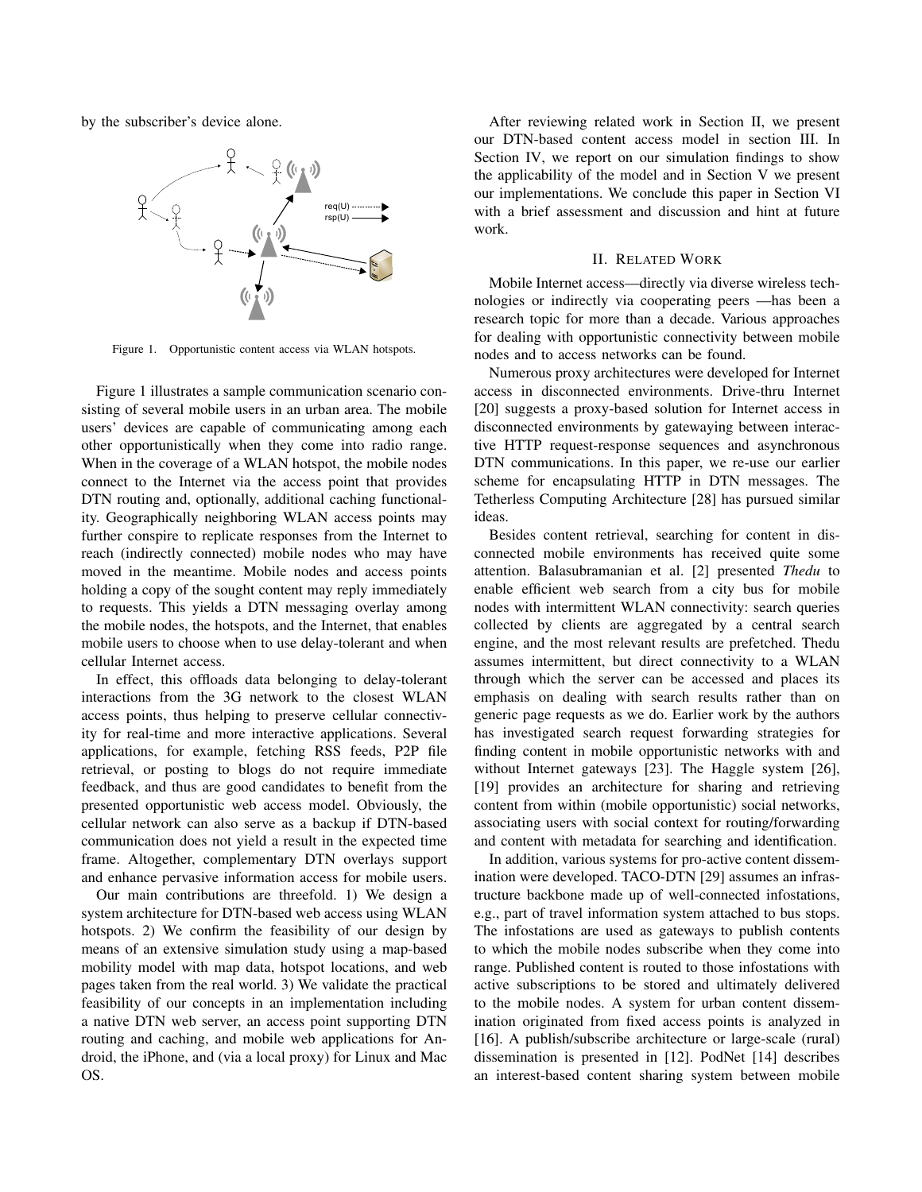by the subscriber's device alone.

Figure 1. Opportunistic content access via WLAN hotspots.

Figure 1 illustrates a sample communication scenario consisting of several mobile users in an urban area. The mobile users' devices are capable of communicating among each other opportunistically when they come into radio range. When in the coverage of a WLAN hotspot, the mobile nodes connect to the Internet via the access point that provides DTN routing and, optionally, additional caching functionality. Geographically neighboring WLAN access points may further conspire to replicate responses from the Internet to reach (indirectly connected) mobile nodes who may have moved in the meantime. Mobile nodes and access points holding a copy of the sought content may reply immediately to requests. This yields a DTN messaging overlay among the mobile nodes, the hotspots, and the Internet, that enables mobile users to choose when to use delay-tolerant and when cellular Internet access.

In effect, this offloads data belonging to delay-tolerant interactions from the 3G network to the closest WLAN access points, thus helping to preserve cellular connectivity for real-time and more interactive applications. Several applications, for example, fetching RSS feeds, P2P file retrieval, or posting to blogs do not require immediate feedback, and thus are good candidates to benefit from the presented opportunistic web access model. Obviously, the cellular network can also serve as a backup if DTN-based communication does not yield a result in the expected time frame. Altogether, complementary DTN overlays support and enhance pervasive information access for mobile users.

Our main contributions are threefold. 1) We design a system architecture for DTN-based web access using WLAN hotspots. 2) We confirm the feasibility of our design by means of an extensive simulation study using a map-based mobility model with map data, hotspot locations, and web pages taken from the real world. 3) We validate the practical feasibility of our concepts in an implementation including a native DTN web server, an access point supporting DTN routing and caching, and mobile web applications for Android, the iPhone, and (via a local proxy) for Linux and Mac OS.

After reviewing related work in Section II, we present our DTN-based content access model in section III. In Section IV, we report on our simulation findings to show the applicability of the model and in Section V we present our implementations. We conclude this paper in Section VI with a brief assessment and discussion and hint at future work.

## II. Related Work

Mobile Internet access—directly via diverse wireless technologies or indirectly via cooperating peers —has been a research topic for more than a decade. Various approaches for dealing with opportunistic connectivity between mobile nodes and to access networks can be found.

Numerous proxy architectures were developed for Internet access in disconnected environments. Drive-thru Internet [20] suggests a proxy-based solution for Internet access in disconnected environments by gatewaying between interactive HTTP request-response sequences and asynchronous DTN communications. In this paper, we re-use our earlier scheme for encapsulating HTTP in DTN messages. The Tetherless Computing Architecture [28] has pursued similar ideas.

Besides content retrieval, searching for content in disconnected mobile environments has received quite some attention. Balasubramanian et al. [2] presented *Thedu* to enable efficient web search from a city bus for mobile nodes with intermittent WLAN connectivity: search queries collected by clients are aggregated by a central search engine, and the most relevant results are prefetched. Thedu assumes intermittent, but direct connectivity to a WLAN through which the server can be accessed and places its emphasis on dealing with search results rather than on generic page requests as we do. Earlier work by the authors has investigated search request forwarding strategies for finding content in mobile opportunistic networks with and without Internet gateways [23]. The Haggle system [26], [19] provides an architecture for sharing and retrieving content from within (mobile opportunistic) social networks, associating users with social context for routing/forwarding and content with metadata for searching and identification.

In addition, various systems for pro-active content dissemination were developed. TACO-DTN [29] assumes an infrastructure backbone made up of well-connected infostations, e.g., part of travel information system attached to bus stops. The infostations are used as gateways to publish contents to which the mobile nodes subscribe when they come into range. Published content is routed to those infostations with active subscriptions to be stored and ultimately delivered to the mobile nodes. A system for urban content dissemination originated from fixed access points is analyzed in [16]. A publish/subscribe architecture or large-scale (rural) dissemination is presented in [12]. PodNet [14] describes an interest-based content sharing system between mobile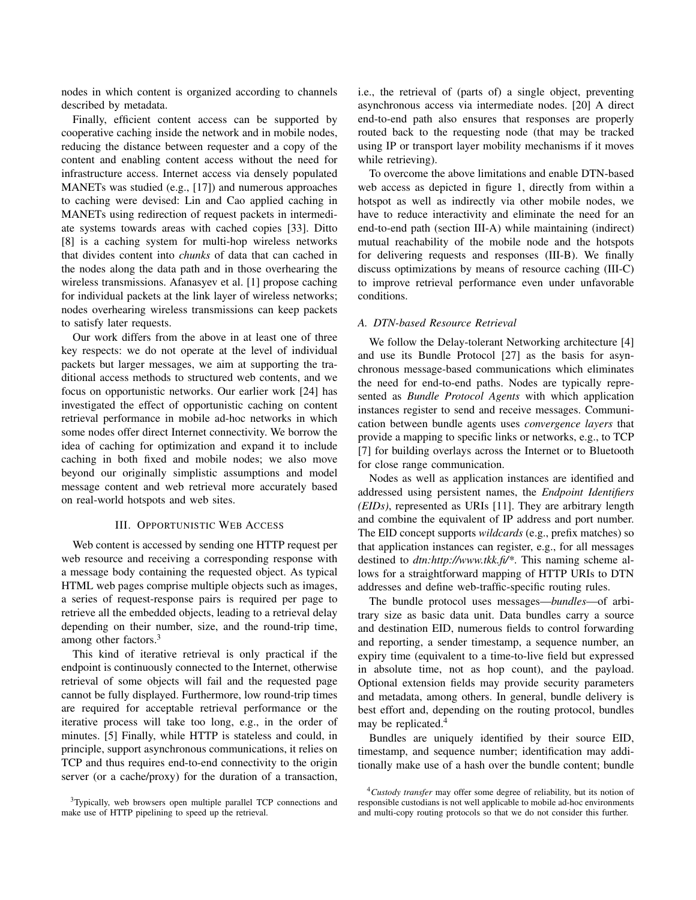nodes in which content is organized according to channels described by metadata.

Finally, efficient content access can be supported by cooperative caching inside the network and in mobile nodes, reducing the distance between requester and a copy of the content and enabling content access without the need for infrastructure access. Internet access via densely populated MANETs was studied (e.g., [17]) and numerous approaches to caching were devised: Lin and Cao applied caching in MANETs using redirection of request packets in intermediate systems towards areas with cached copies [33]. Ditto [8] is a caching system for multi-hop wireless networks that divides content into *chunks* of data that can cached in the nodes along the data path and in those overhearing the wireless transmissions. Afanasyev et al. [1] propose caching for individual packets at the link layer of wireless networks; nodes overhearing wireless transmissions can keep packets to satisfy later requests.

Our work differs from the above in at least one of three key respects: we do not operate at the level of individual packets but larger messages, we aim at supporting the traditional access methods to structured web contents, and we focus on opportunistic networks. Our earlier work [24] has investigated the effect of opportunistic caching on content retrieval performance in mobile ad-hoc networks in which some nodes offer direct Internet connectivity. We borrow the idea of caching for optimization and expand it to include caching in both fixed and mobile nodes; we also move beyond our originally simplistic assumptions and model message content and web retrieval more accurately based on real-world hotspots and web sites.

## III. Opportunistic Web Access

Web content is accessed by sending one HTTP request per web resource and receiving a corresponding response with a message body containing the requested object. As typical HTML web pages comprise multiple objects such as images, a series of request-response pairs is required per page to retrieve all the embedded objects, leading to a retrieval delay depending on their number, size, and the round-trip time, among other factors.[3]

This kind of iterative retrieval is only practical if the endpoint is continuously connected to the Internet, otherwise retrieval of some objects will fail and the requested page cannot be fully displayed. Furthermore, low round-trip times are required for acceptable retrieval performance or the iterative process will take too long, e.g., in the order of minutes. [5] Finally, while HTTP is stateless and could, in principle, support asynchronous communications, it relies on TCP and thus requires end-to-end connectivity to the origin server (or a cache/proxy) for the duration of a transaction, i.e., the retrieval of (parts of) a single object, preventing asynchronous access via intermediate nodes. [20] A direct end-to-end path also ensures that responses are properly routed back to the requesting node (that may be tracked using IP or transport layer mobility mechanisms if it moves while retrieving).

To overcome the above limitations and enable DTN-based web access as depicted in figure 1, directly from within a hotspot as well as indirectly via other mobile nodes, we have to reduce interactivity and eliminate the need for an end-to-end path (section III-A) while maintaining (indirect) mutual reachability of the mobile node and the hotspots for delivering requests and responses (III-B). We finally discuss optimizations by means of resource caching (III-C) to improve retrieval performance even under unfavorable conditions.

### A. DTN-based Resource Retrieval

We follow the Delay-tolerant Networking architecture [4] and use its Bundle Protocol [27] as the basis for asynchronous message-based communications which eliminates the need for end-to-end paths. Nodes are typically represented as *Bundle Protocol Agents* with which application instances register to send and receive messages. Communication between bundle agents uses *convergence layers* that provide a mapping to specific links or networks, e.g., to TCP [7] for building overlays across the Internet or to Bluetooth for close range communication.

Nodes as well as application instances are identified and addressed using persistent names, the *Endpoint Identifiers (EIDs)*, represented as URIs [11]. They are arbitrary length and combine the equivalent of IP address and port number. The EID concept supports *wildcards* (e.g., prefix matches) so that application instances can register, e.g., for all messages destined to *dtn:http://www.tkk.fi/\**. This naming scheme allows for a straightforward mapping of HTTP URIs to DTN addresses and define web-traffic-specific routing rules.

The bundle protocol uses messages—*bundles*—of arbitrary size as basic data unit. Data bundles carry a source and destination EID, numerous fields to control forwarding and reporting, a sender timestamp, a sequence number, an expiry time (equivalent to a time-to-live field but expressed in absolute time, not as hop count), and the payload. Optional extension fields may provide security parameters and metadata, among others. In general, bundle delivery is best effort and, depending on the routing protocol, bundles may be replicated.[4]

Bundles are uniquely identified by their source EID, timestamp, and sequence number; identification may additionally make use of a hash over the bundle content; bundle

[3] Typically, web browsers open multiple parallel TCP connections and make use of HTTP pipelining to speed up the retrieval.

[4] *Custody transfer* may offer some degree of reliability, but its notion of responsible custodians is not well applicable to mobile ad-hoc environments and multi-copy routing protocols so that we do not consider this further.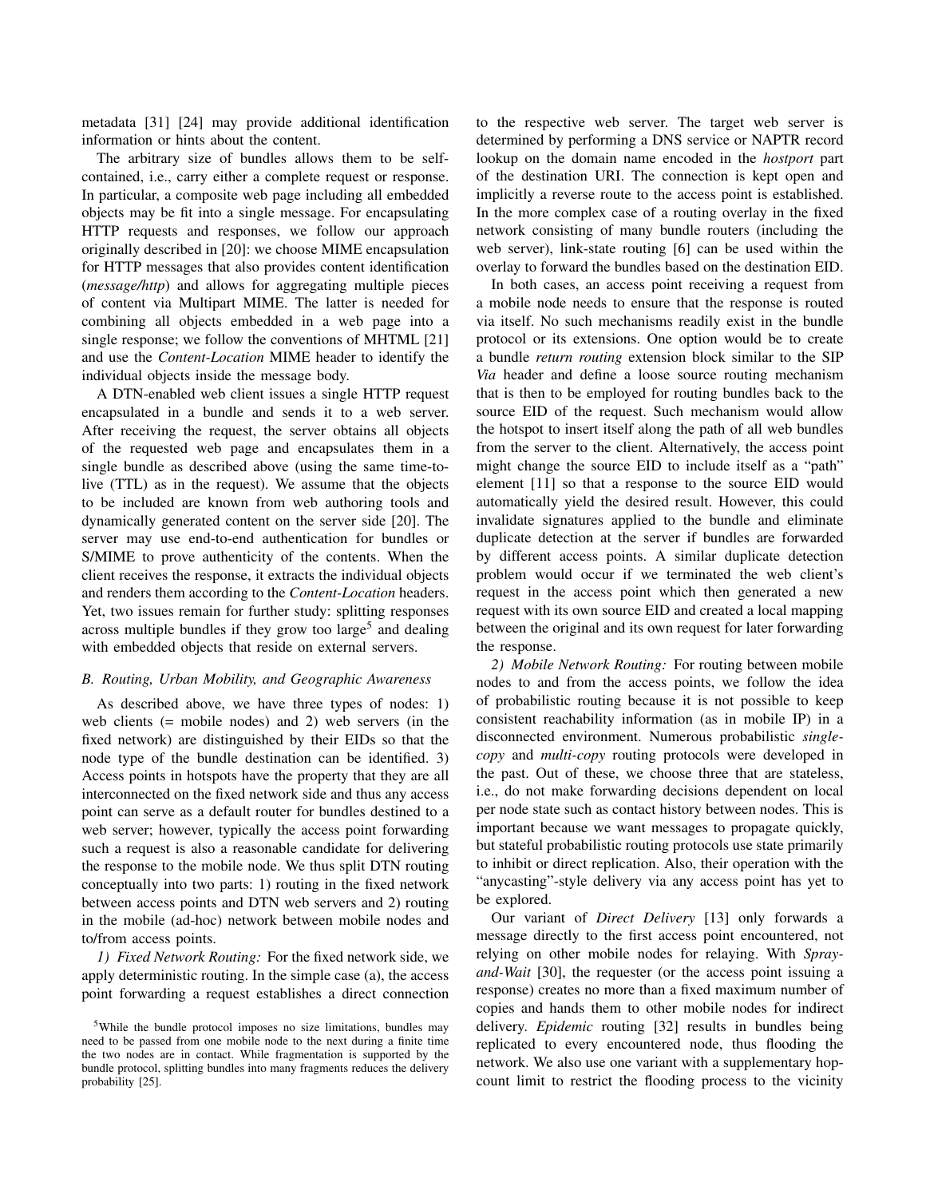metadata [31] [24] may provide additional identification information or hints about the content.

The arbitrary size of bundles allows them to be self-contained, i.e., carry either a complete request or response. In particular, a composite web page including all embedded objects may be fit into a single message. For encapsulating HTTP requests and responses, we follow our approach originally described in [20]: we choose MIME encapsulation for HTTP messages that also provides content identification (*message/http*) and allows for aggregating multiple pieces of content via Multipart MIME. The latter is needed for combining all objects embedded in a web page into a single response; we follow the conventions of MHTML [21] and use the *Content-Location* MIME header to identify the individual objects inside the message body.

A DTN-enabled web client issues a single HTTP request encapsulated in a bundle and sends it to a web server. After receiving the request, the server obtains all objects of the requested web page and encapsulates them in a single bundle as described above (using the same time-to-live (TTL) as in the request). We assume that the objects to be included are known from web authoring tools and dynamically generated content on the server side [20]. The server may use end-to-end authentication for bundles or S/MIME to prove authenticity of the contents. When the client receives the response, it extracts the individual objects and renders them according to the *Content-Location* headers. Yet, two issues remain for further study: splitting responses across multiple bundles if they grow too large[5] and dealing with embedded objects that reside on external servers.

### B. Routing, Urban Mobility, and Geographic Awareness

As described above, we have three types of nodes: 1) web clients (= mobile nodes) and 2) web servers (in the fixed network) are distinguished by their EIDs so that the node type of the bundle destination can be identified. 3) Access points in hotspots have the property that they are all interconnected on the fixed network side and thus any access point can serve as a default router for bundles destined to a web server; however, typically the access point forwarding such a request is also a reasonable candidate for delivering the response to the mobile node. We thus split DTN routing conceptually into two parts: 1) routing in the fixed network between access points and DTN web servers and 2) routing in the mobile (ad-hoc) network between mobile nodes and to/from access points.

*1) Fixed Network Routing:* For the fixed network side, we apply deterministic routing. In the simple case (a), the access point forwarding a request establishes a direct connection to the respective web server. The target web server is determined by performing a DNS service or NAPTR record lookup on the domain name encoded in the *hostport* part of the destination URI. The connection is kept open and implicitly a reverse route to the access point is established. In the more complex case of a routing overlay in the fixed network consisting of many bundle routers (including the web server), link-state routing [6] can be used within the overlay to forward the bundles based on the destination EID.

In both cases, an access point receiving a request from a mobile node needs to ensure that the response is routed via itself. No such mechanisms readily exist in the bundle protocol or its extensions. One option would be to create a bundle *return routing* extension block similar to the SIP *Via* header and define a loose source routing mechanism that is then to be employed for routing bundles back to the source EID of the request. Such mechanism would allow the hotspot to insert itself along the path of all web bundles from the server to the client. Alternatively, the access point might change the source EID to include itself as a "path" element [11] so that a response to the source EID would automatically yield the desired result. However, this could invalidate signatures applied to the bundle and eliminate duplicate detection at the server if bundles are forwarded by different access points. A similar duplicate detection problem would occur if we terminated the web client's request in the access point which then generated a new request with its own source EID and created a local mapping between the original and its own request for later forwarding the response.

*2) Mobile Network Routing:* For routing between mobile nodes to and from the access points, we follow the idea of probabilistic routing because it is not possible to keep consistent reachability information (as in mobile IP) in a disconnected environment. Numerous probabilistic *single-copy* and *multi-copy* routing protocols were developed in the past. Out of these, we choose three that are stateless, i.e., do not make forwarding decisions dependent on local per node state such as contact history between nodes. This is important because we want messages to propagate quickly, but stateful probabilistic routing protocols use state primarily to inhibit or direct replication. Also, their operation with the "anycasting"-style delivery via any access point has yet to be explored.

Our variant of *Direct Delivery* [13] only forwards a message directly to the first access point encountered, not relying on other mobile nodes for relaying. With *Spray-and-Wait* [30], the requester (or the access point issuing a response) creates no more than a fixed maximum number of copies and hands them to other mobile nodes for indirect delivery. *Epidemic* routing [32] results in bundles being replicated to every encountered node, thus flooding the network. We also use one variant with a supplementary hop-count limit to restrict the flooding process to the vicinity

[5]While the bundle protocol imposes no size limitations, bundles may need to be passed from one mobile node to the next during a finite time the two nodes are in contact. While fragmentation is supported by the bundle protocol, splitting bundles into many fragments reduces the delivery probability [25].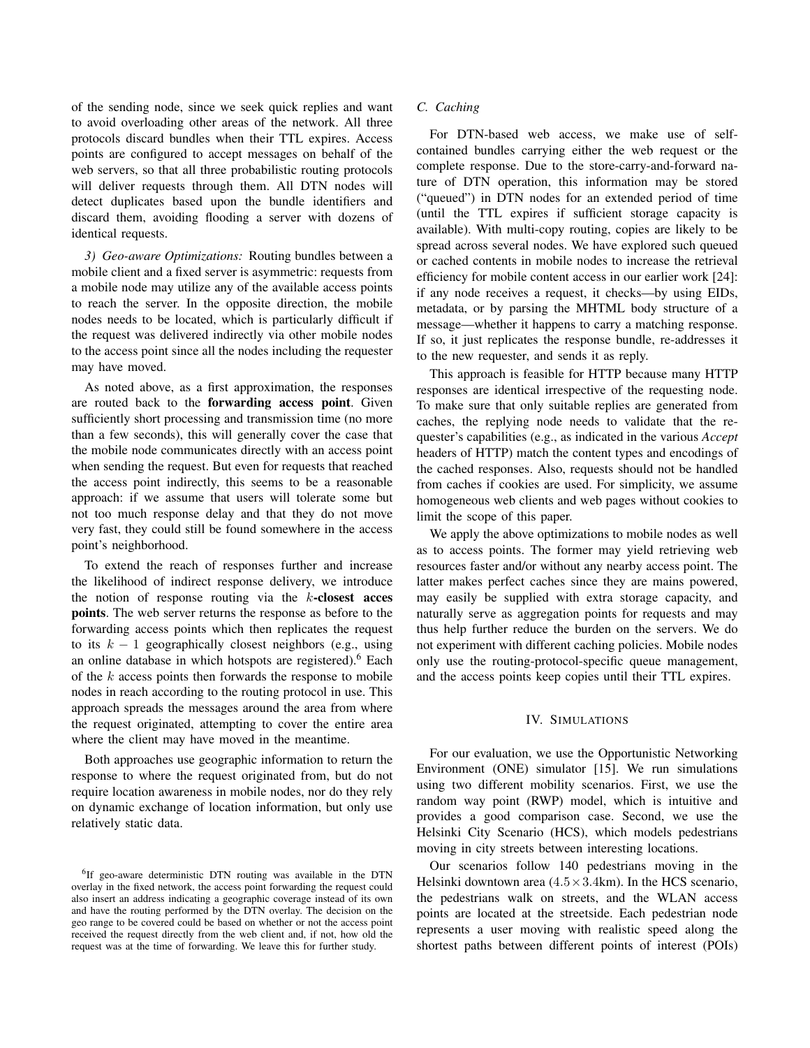of the sending node, since we seek quick replies and want to avoid overloading other areas of the network. All three protocols discard bundles when their TTL expires. Access points are configured to accept messages on behalf of the web servers, so that all three probabilistic routing protocols will deliver requests through them. All DTN nodes will detect duplicates based upon the bundle identifiers and discard them, avoiding flooding a server with dozens of identical requests.

*3) Geo-aware Optimizations:* Routing bundles between a mobile client and a fixed server is asymmetric: requests from a mobile node may utilize any of the available access points to reach the server. In the opposite direction, the mobile nodes needs to be located, which is particularly difficult if the request was delivered indirectly via other mobile nodes to the access point since all the nodes including the requester may have moved.

As noted above, as a first approximation, the responses are routed back to the **forwarding access point**. Given sufficiently short processing and transmission time (no more than a few seconds), this will generally cover the case that the mobile node communicates directly with an access point when sending the request. But even for requests that reached the access point indirectly, this seems to be a reasonable approach: if we assume that users will tolerate some but not too much response delay and that they do not move very fast, they could still be found somewhere in the access point's neighborhood.

To extend the reach of responses further and increase the likelihood of indirect response delivery, we introduce the notion of response routing via the **$k$-closest acces points**. The web server returns the response as before to the forwarding access points which then replicates the request to its $k-1$ geographically closest neighbors (e.g., using an online database in which hotspots are registered).[6] Each of the $k$ access points then forwards the response to mobile nodes in reach according to the routing protocol in use. This approach spreads the messages around the area from where the request originated, attempting to cover the entire area where the client may have moved in the meantime.

Both approaches use geographic information to return the response to where the request originated from, but do not require location awareness in mobile nodes, nor do they rely on dynamic exchange of location information, but only use relatively static data.

[6]If geo-aware deterministic DTN routing was available in the DTN overlay in the fixed network, the access point forwarding the request could also insert an address indicating a geographic coverage instead of its own and have the routing performed by the DTN overlay. The decision on the geo range to be covered could be based on whether or not the access point received the request directly from the web client and, if not, how old the request was at the time of forwarding. We leave this for further study.

### C. Caching

For DTN-based web access, we make use of self-contained bundles carrying either the web request or the complete response. Due to the store-carry-and-forward nature of DTN operation, this information may be stored ("queued") in DTN nodes for an extended period of time (until the TTL expires if sufficient storage capacity is available). With multi-copy routing, copies are likely to be spread across several nodes. We have explored such queued or cached contents in mobile nodes to increase the retrieval efficiency for mobile content access in our earlier work [24]: if any node receives a request, it checks—by using EIDs, metadata, or by parsing the MHTML body structure of a message—whether it happens to carry a matching response. If so, it just replicates the response bundle, re-addresses it to the new requester, and sends it as reply.

This approach is feasible for HTTP because many HTTP responses are identical irrespective of the requesting node. To make sure that only suitable replies are generated from caches, the replying node needs to validate that the requester's capabilities (e.g., as indicated in the various *Accept* headers of HTTP) match the content types and encodings of the cached responses. Also, requests should not be handled from caches if cookies are used. For simplicity, we assume homogeneous web clients and web pages without cookies to limit the scope of this paper.

We apply the above optimizations to mobile nodes as well as to access points. The former may yield retrieving web resources faster and/or without any nearby access point. The latter makes perfect caches since they are mains powered, may easily be supplied with extra storage capacity, and naturally serve as aggregation points for requests and may thus help further reduce the burden on the servers. We do not experiment with different caching policies. Mobile nodes only use the routing-protocol-specific queue management, and the access points keep copies until their TTL expires.

## IV. Simulations

For our evaluation, we use the Opportunistic Networking Environment (ONE) simulator [15]. We run simulations using two different mobility scenarios. First, we use the random way point (RWP) model, which is intuitive and provides a good comparison case. Second, we use the Helsinki City Scenario (HCS), which models pedestrians moving in city streets between interesting locations.

Our scenarios follow 140 pedestrians moving in the Helsinki downtown area ($4.5 \times 3.4$km). In the HCS scenario, the pedestrians walk on streets, and the WLAN access points are located at the streetside. Each pedestrian node represents a user moving with realistic speed along the shortest paths between different points of interest (POIs)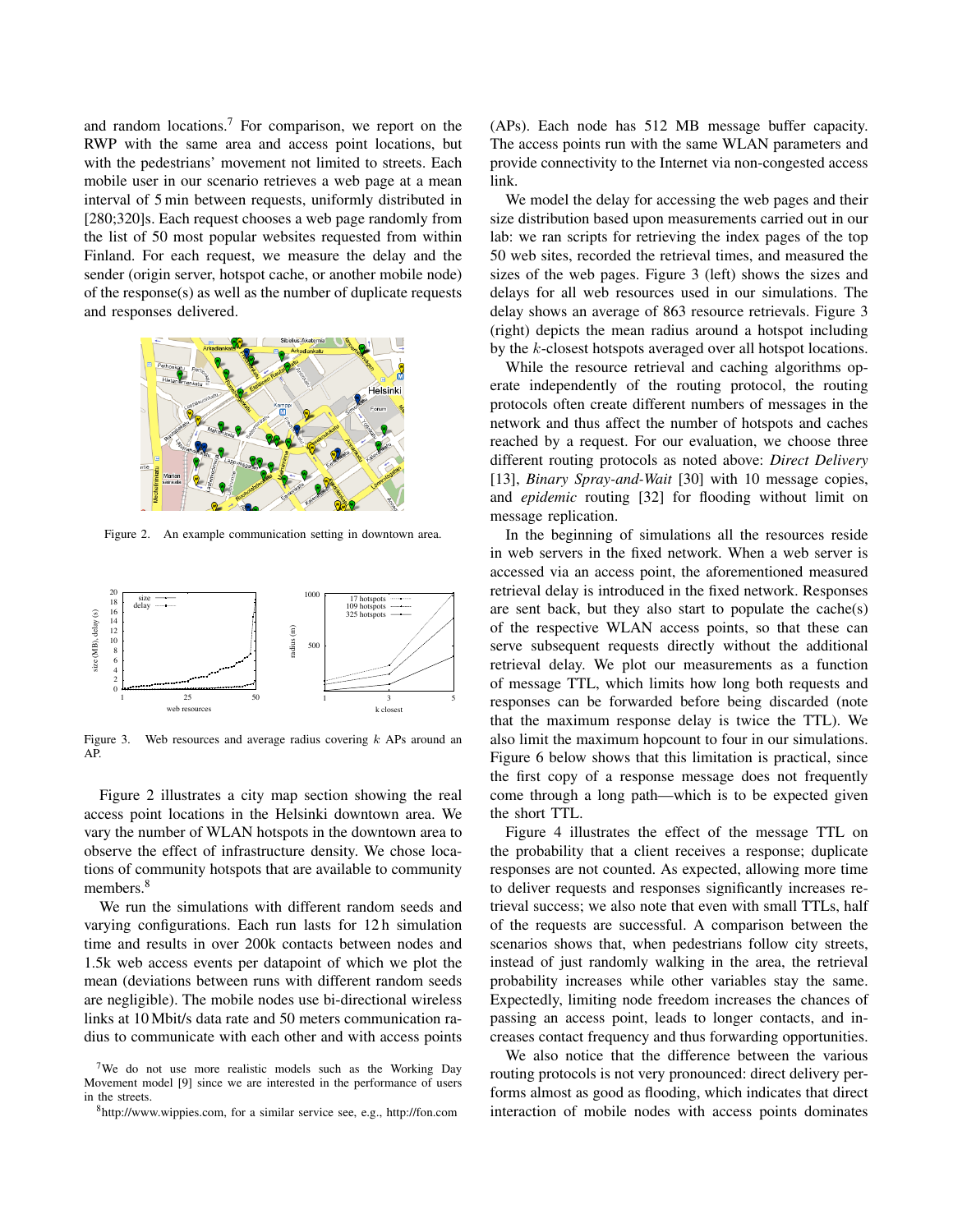and random locations.[7] For comparison, we report on the RWP with the same area and access point locations, but with the pedestrians' movement not limited to streets. Each mobile user in our scenario retrieves a web page at a mean interval of 5 min between requests, uniformly distributed in [280;320]s. Each request chooses a web page randomly from the list of 50 most popular websites requested from within Finland. For each request, we measure the delay and the sender (origin server, hotspot cache, or another mobile node) of the response(s) as well as the number of duplicate requests and responses delivered.

Figure 2. An example communication setting in downtown area.

size
delay
size (MB), delay (s)
web resources
17 hotspots
109 hotspots
325 hotspots
radius (m)
k closest

Figure 3. Web resources and average radius covering $k$ APs around an AP.

Figure 2 illustrates a city map section showing the real access point locations in the Helsinki downtown area. We vary the number of WLAN hotspots in the downtown area to observe the effect of infrastructure density. We chose locations of community hotspots that are available to community members.[8]

We run the simulations with different random seeds and varying configurations. Each run lasts for 12 h simulation time and results in over 200k contacts between nodes and 1.5k web access events per datapoint of which we plot the mean (deviations between runs with different random seeds are negligible). The mobile nodes use bi-directional wireless links at 10 Mbit/s data rate and 50 meters communication radius to communicate with each other and with access points (APs). Each node has 512 MB message buffer capacity. The access points run with the same WLAN parameters and provide connectivity to the Internet via non-congested access link.

We model the delay for accessing the web pages and their size distribution based upon measurements carried out in our lab: we ran scripts for retrieving the index pages of the top 50 web sites, recorded the retrieval times, and measured the sizes of the web pages. Figure 3 (left) shows the sizes and delays for all web resources used in our simulations. The delay shows an average of 863 resource retrievals. Figure 3 (right) depicts the mean radius around a hotspot including by the $k$-closest hotspots averaged over all hotspot locations.

While the resource retrieval and caching algorithms operate independently of the routing protocol, the routing protocols often create different numbers of messages in the network and thus affect the number of hotspots and caches reached by a request. For our evaluation, we choose three different routing protocols as noted above: *Direct Delivery* [13], *Binary Spray-and-Wait* [30] with 10 message copies, and *epidemic* routing [32] for flooding without limit on message replication.

In the beginning of simulations all the resources reside in web servers in the fixed network. When a web server is accessed via an access point, the aforementioned measured retrieval delay is introduced in the fixed network. Responses are sent back, but they also start to populate the cache(s) of the respective WLAN access points, so that these can serve subsequent requests directly without the additional retrieval delay. We plot our measurements as a function of message TTL, which limits how long both requests and responses can be forwarded before being discarded (note that the maximum response delay is twice the TTL). We also limit the maximum hopcount to four in our simulations. Figure 6 below shows that this limitation is practical, since the first copy of a response message does not frequently come through a long path—which is to be expected given the short TTL.

Figure 4 illustrates the effect of the message TTL on the probability that a client receives a response; duplicate responses are not counted. As expected, allowing more time to deliver requests and responses significantly increases retrieval success; we also note that even with small TTLs, half of the requests are successful. A comparison between the scenarios shows that, when pedestrians follow city streets, instead of just randomly walking in the area, the retrieval probability increases while other variables stay the same. Expectedly, limiting node freedom increases the chances of passing an access point, leads to longer contacts, and increases contact frequency and thus forwarding opportunities.

We also notice that the difference between the various routing protocols is not very pronounced: direct delivery performs almost as good as flooding, which indicates that direct interaction of mobile nodes with access points dominates

[7] We do not use more realistic models such as the Working Day Movement model [9] since we are interested in the performance of users in the streets.

[8] http://www.wippies.com, for a similar service see, e.g., http://fon.com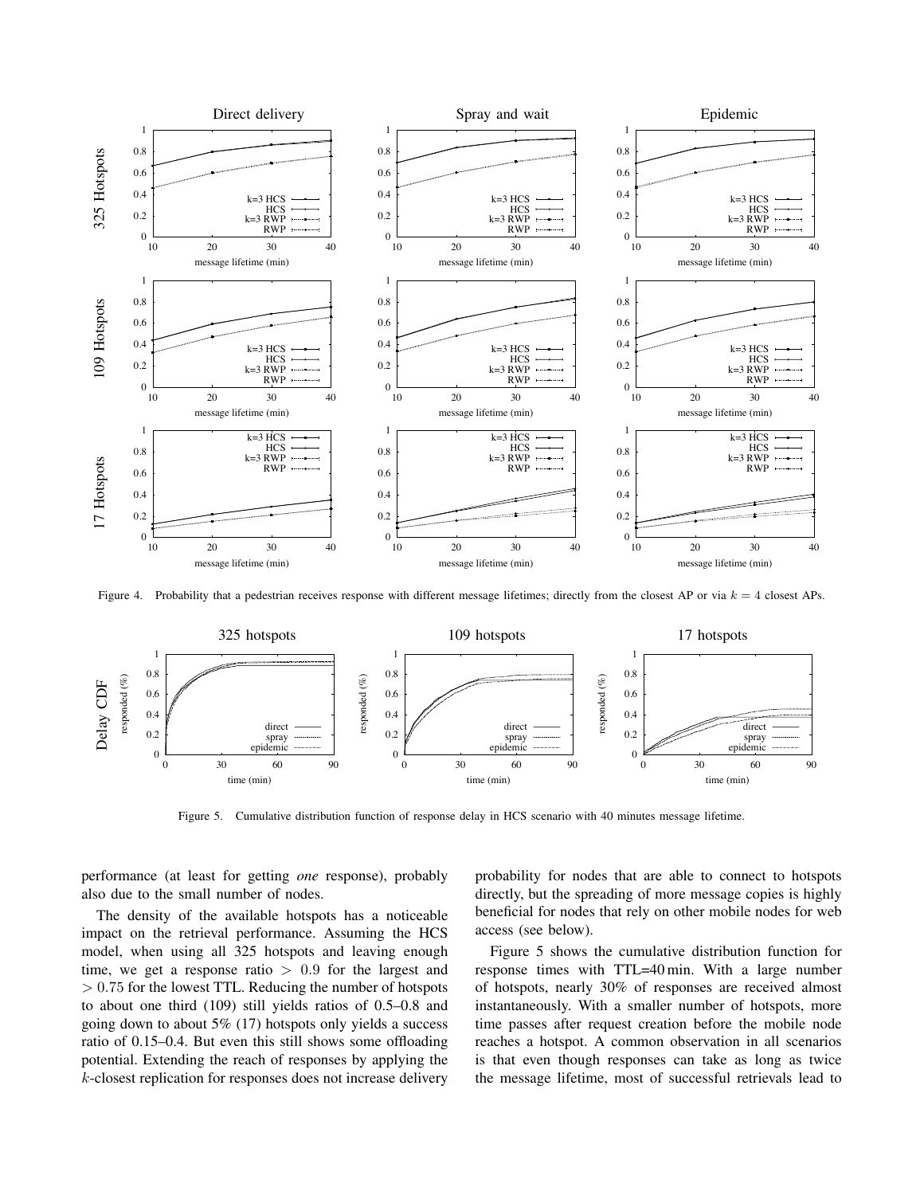Figure 4. Probability that a pedestrian receives response with different message lifetimes; directly from the closest AP or via $k = 4$ closest APs.

Figure 5. Cumulative distribution function of response delay in HCS scenario with 40 minutes message lifetime.

performance (at least for getting *one* response), probably also due to the small number of nodes.

The density of the available hotspots has a noticeable impact on the retrieval performance. Assuming the HCS model, when using all 325 hotspots and leaving enough time, we get a response ratio $> 0.9$ for the largest and $> 0.75$ for the lowest TTL. Reducing the number of hotspots to about one third (109) still yields ratios of 0.5–0.8 and going down to about 5% (17) hotspots only yields a success ratio of 0.15–0.4. But even this still shows some offloading potential. Extending the reach of responses by applying the $k$-closest replication for responses does not increase delivery probability for nodes that are able to connect to hotspots directly, but the spreading of more message copies is highly beneficial for nodes that rely on other mobile nodes for web access (see below).

Figure 5 shows the cumulative distribution function for response times with TTL=40 min. With a large number of hotspots, nearly 30% of responses are received almost instantaneously. With a smaller number of hotspots, more time passes after request creation before the mobile node reaches a hotspot. A common observation in all scenarios is that even though responses can take as long as twice the message lifetime, most of successful retrievals lead to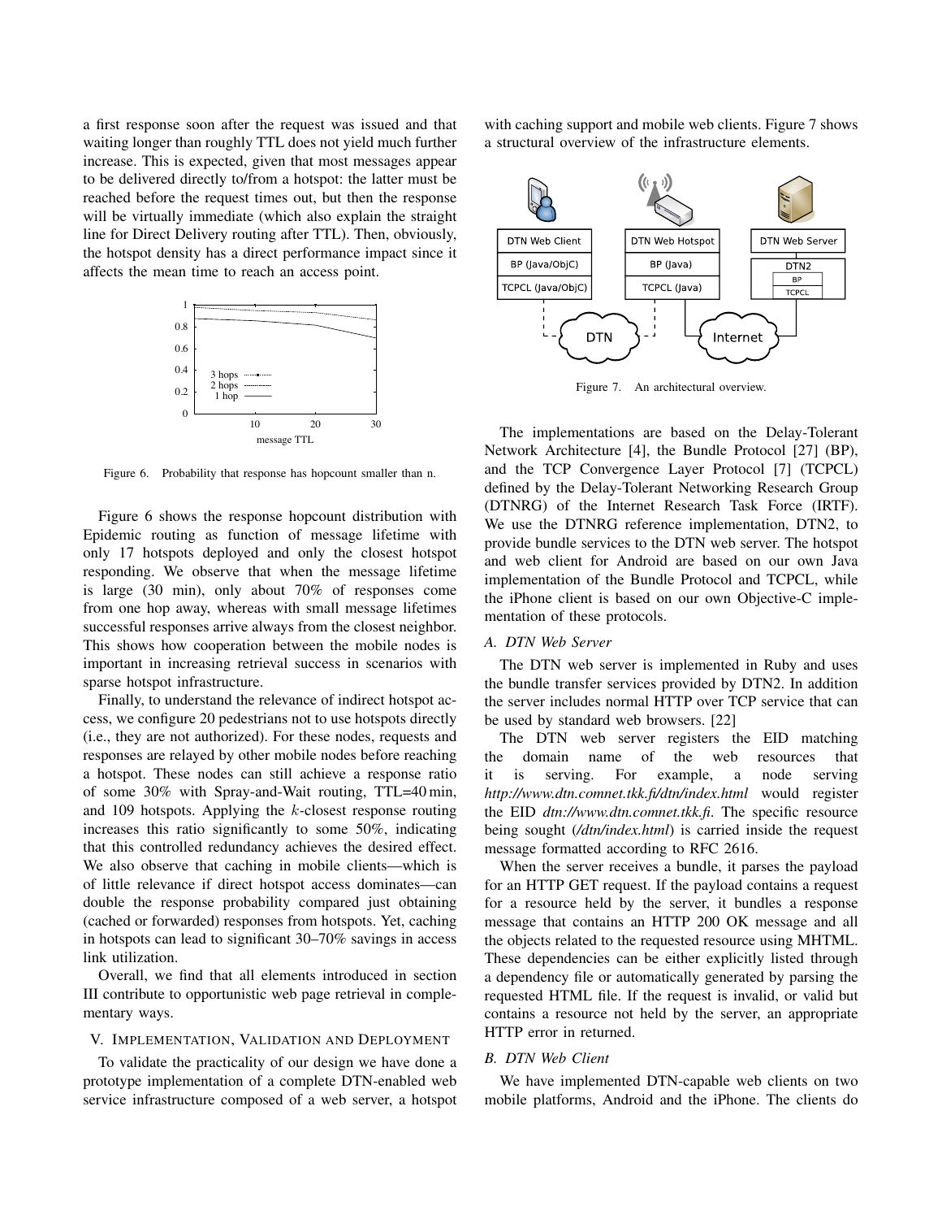a first response soon after the request was issued and that waiting longer than roughly TTL does not yield much further increase. This is expected, given that most messages appear to be delivered directly to/from a hotspot: the latter must be reached before the request times out, but then the response will be virtually immediate (which also explain the straight line for Direct Delivery routing after TTL). Then, obviously, the hotspot density has a direct performance impact since it affects the mean time to reach an access point.

Figure 6. Probability that response has hopcount smaller than n.

Figure 6 shows the response hopcount distribution with Epidemic routing as function of message lifetime with only 17 hotspots deployed and only the closest hotspot responding. We observe that when the message lifetime is large (30 min), only about 70% of responses come from one hop away, whereas with small message lifetimes successful responses arrive always from the closest neighbor. This shows how cooperation between the mobile nodes is important in increasing retrieval success in scenarios with sparse hotspot infrastructure.

Finally, to understand the relevance of indirect hotspot access, we configure 20 pedestrians not to use hotspots directly (i.e., they are not authorized). For these nodes, requests and responses are relayed by other mobile nodes before reaching a hotspot. These nodes can still achieve a response ratio of some 30% with Spray-and-Wait routing, TTL=40 min, and 109 hotspots. Applying the $k$-closest response routing increases this ratio significantly to some 50%, indicating that this controlled redundancy achieves the desired effect. We also observe that caching in mobile clients—which is of little relevance if direct hotspot access dominates—can double the response probability compared just obtaining (cached or forwarded) responses from hotspots. Yet, caching in hotspots can lead to significant 30–70% savings in access link utilization.

Overall, we find that all elements introduced in section III contribute to opportunistic web page retrieval in complementary ways.

## V. Implementation, Validation and Deployment

To validate the practicality of our design we have done a prototype implementation of a complete DTN-enabled web service infrastructure composed of a web server, a hotspot with caching support and mobile web clients. Figure 7 shows a structural overview of the infrastructure elements.

Figure 7. An architectural overview.

The implementations are based on the Delay-Tolerant Network Architecture [4], the Bundle Protocol [27] (BP), and the TCP Convergence Layer Protocol [7] (TCPCL) defined by the Delay-Tolerant Networking Research Group (DTNRG) of the Internet Research Task Force (IRTF). We use the DTNRG reference implementation, DTN2, to provide bundle services to the DTN web server. The hotspot and web client for Android are based on our own Java implementation of the Bundle Protocol and TCPCL, while the iPhone client is based on our own Objective-C implementation of these protocols.

### A. DTN Web Server

The DTN web server is implemented in Ruby and uses the bundle transfer services provided by DTN2. In addition the server includes normal HTTP over TCP service that can be used by standard web browsers. [22]

The DTN web server registers the EID matching the domain name of the web resources that it is serving. For example, a node serving *http://www.dtn.comnet.tkk.fi/dtn/index.html* would register the EID *dtn://www.dtn.comnet.tkk.fi*. The specific resource being sought (*/dtn/index.html*) is carried inside the request message formatted according to RFC 2616.

When the server receives a bundle, it parses the payload for an HTTP GET request. If the payload contains a request for a resource held by the server, it bundles a response message that contains an HTTP 200 OK message and all the objects related to the requested resource using MHTML. These dependencies can be either explicitly listed through a dependency file or automatically generated by parsing the requested HTML file. If the request is invalid, or valid but contains a resource not held by the server, an appropriate HTTP error in returned.

### B. DTN Web Client

We have implemented DTN-capable web clients on two mobile platforms, Android and the iPhone. The clients do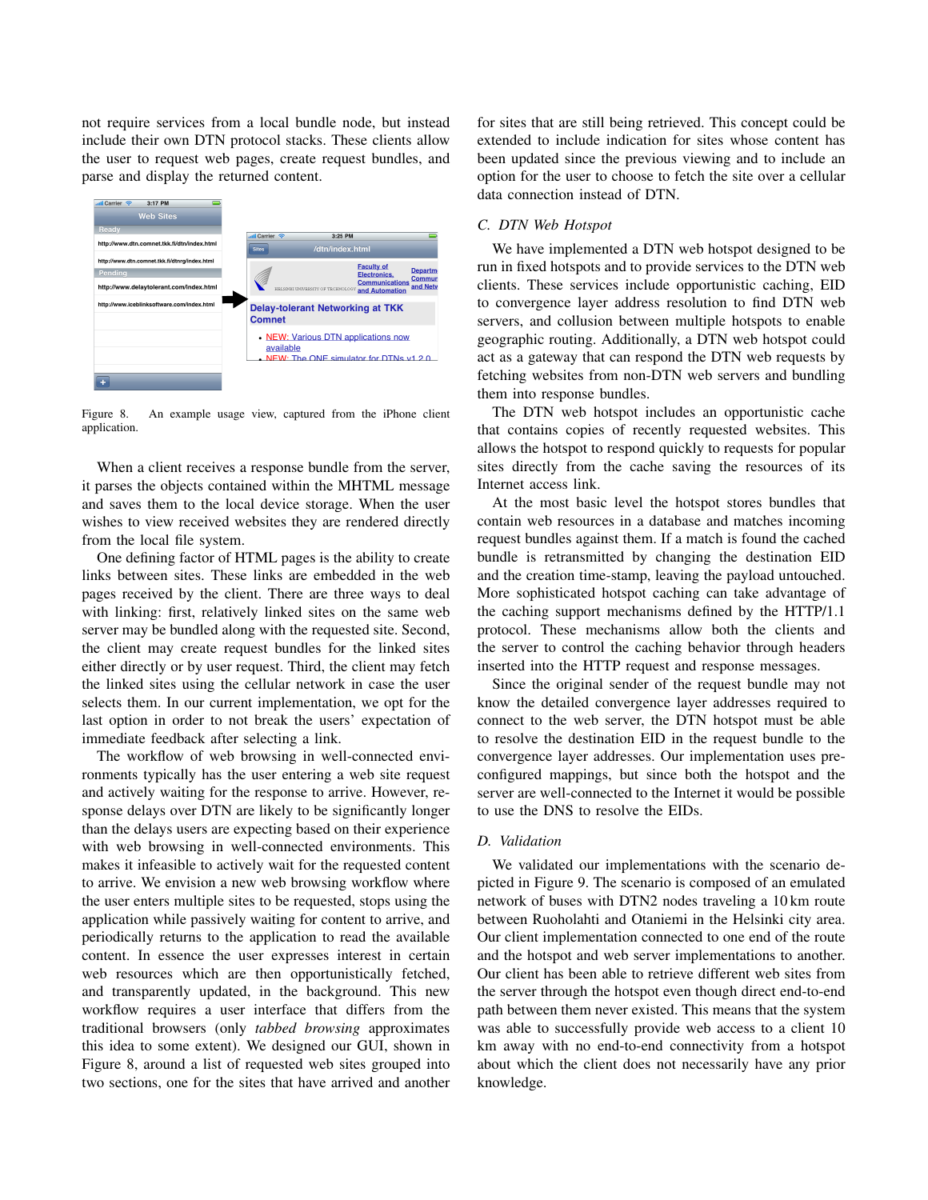not require services from a local bundle node, but instead include their own DTN protocol stacks. These clients allow the user to request web pages, create request bundles, and parse and display the returned content.

Figure 8. An example usage view, captured from the iPhone client application.

When a client receives a response bundle from the server, it parses the objects contained within the MHTML message and saves them to the local device storage. When the user wishes to view received websites they are rendered directly from the local file system.

One defining factor of HTML pages is the ability to create links between sites. These links are embedded in the web pages received by the client. There are three ways to deal with linking: first, relatively linked sites on the same web server may be bundled along with the requested site. Second, the client may create request bundles for the linked sites either directly or by user request. Third, the client may fetch the linked sites using the cellular network in case the user selects them. In our current implementation, we opt for the last option in order to not break the users' expectation of immediate feedback after selecting a link.

The workflow of web browsing in well-connected environments typically has the user entering a web site request and actively waiting for the response to arrive. However, response delays over DTN are likely to be significantly longer than the delays users are expecting based on their experience with web browsing in well-connected environments. This makes it infeasible to actively wait for the requested content to arrive. We envision a new web browsing workflow where the user enters multiple sites to be requested, stops using the application while passively waiting for content to arrive, and periodically returns to the application to read the available content. In essence the user expresses interest in certain web resources which are then opportunistically fetched, and transparently updated, in the background. This new workflow requires a user interface that differs from the traditional browsers (only *tabbed browsing* approximates this idea to some extent). We designed our GUI, shown in Figure 8, around a list of requested web sites grouped into two sections, one for the sites that have arrived and another for sites that are still being retrieved. This concept could be extended to include indication for sites whose content has been updated since the previous viewing and to include an option for the user to choose to fetch the site over a cellular data connection instead of DTN.

### *C. DTN Web Hotspot*

We have implemented a DTN web hotspot designed to be run in fixed hotspots and to provide services to the DTN web clients. These services include opportunistic caching, EID to convergence layer address resolution to find DTN web servers, and collusion between multiple hotspots to enable geographic routing. Additionally, a DTN web hotspot could act as a gateway that can respond the DTN web requests by fetching websites from non-DTN web servers and bundling them into response bundles.

The DTN web hotspot includes an opportunistic cache that contains copies of recently requested websites. This allows the hotspot to respond quickly to requests for popular sites directly from the cache saving the resources of its Internet access link.

At the most basic level the hotspot stores bundles that contain web resources in a database and matches incoming request bundles against them. If a match is found the cached bundle is retransmitted by changing the destination EID and the creation time-stamp, leaving the payload untouched. More sophisticated hotspot caching can take advantage of the caching support mechanisms defined by the HTTP/1.1 protocol. These mechanisms allow both the clients and the server to control the caching behavior through headers inserted into the HTTP request and response messages.

Since the original sender of the request bundle may not know the detailed convergence layer addresses required to connect to the web server, the DTN hotspot must be able to resolve the destination EID in the request bundle to the convergence layer addresses. Our implementation uses pre-configured mappings, but since both the hotspot and the server are well-connected to the Internet it would be possible to use the DNS to resolve the EIDs.

### *D. Validation*

We validated our implementations with the scenario depicted in Figure 9. The scenario is composed of an emulated network of buses with DTN2 nodes traveling a 10 km route between Ruoholahti and Otaniemi in the Helsinki city area. Our client implementation connected to one end of the route and the hotspot and web server implementations to another. Our client has been able to retrieve different web sites from the server through the hotspot even though direct end-to-end path between them never existed. This means that the system was able to successfully provide web access to a client 10 km away with no end-to-end connectivity from a hotspot about which the client does not necessarily have any prior knowledge.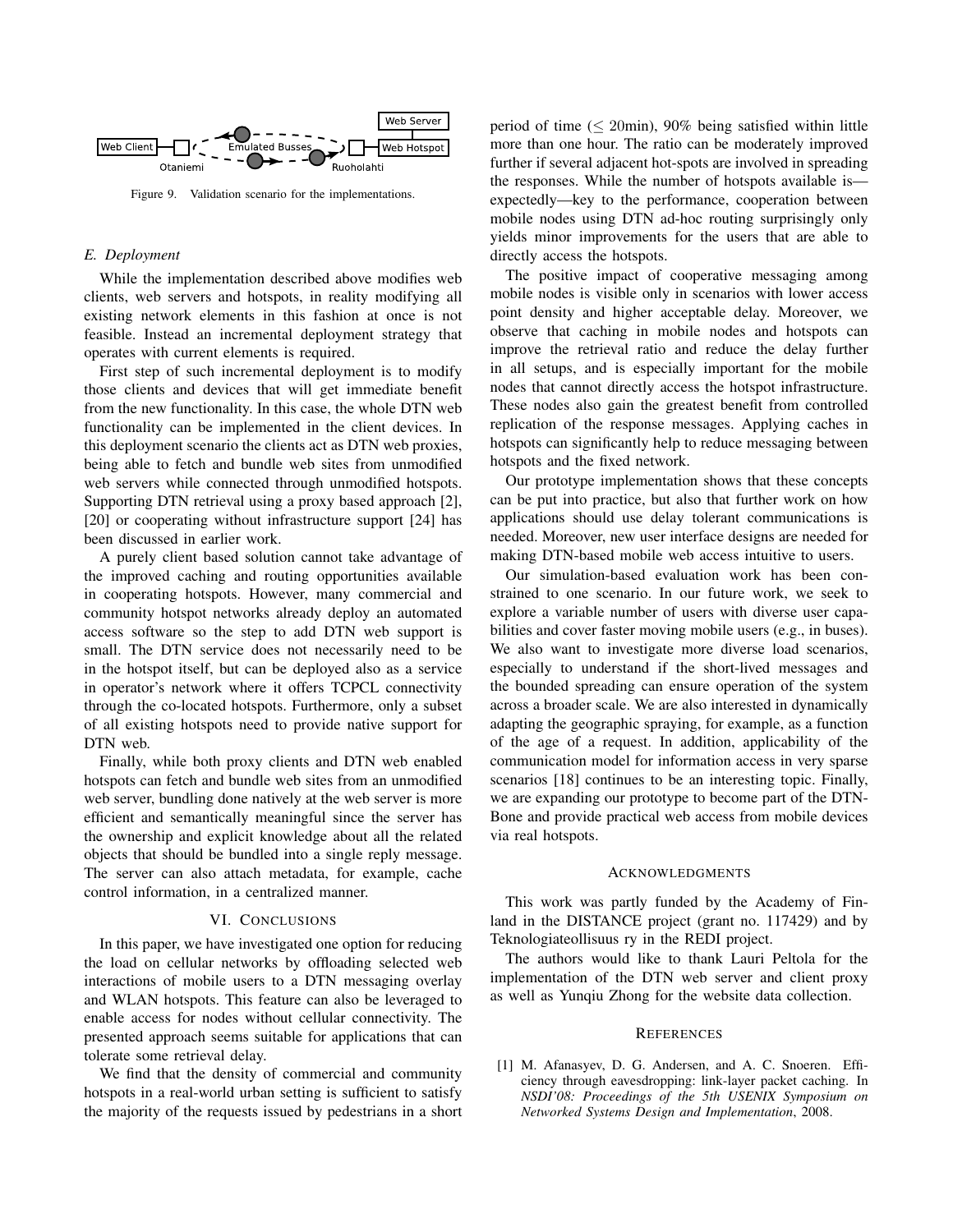Figure 9. Validation scenario for the implementations.

### E. Deployment

While the implementation described above modifies web clients, web servers and hotspots, in reality modifying all existing network elements in this fashion at once is not feasible. Instead an incremental deployment strategy that operates with current elements is required.

First step of such incremental deployment is to modify those clients and devices that will get immediate benefit from the new functionality. In this case, the whole DTN web functionality can be implemented in the client devices. In this deployment scenario the clients act as DTN web proxies, being able to fetch and bundle web sites from unmodified web servers while connected through unmodified hotspots. Supporting DTN retrieval using a proxy based approach [2], [20] or cooperating without infrastructure support [24] has been discussed in earlier work.

A purely client based solution cannot take advantage of the improved caching and routing opportunities available in cooperating hotspots. However, many commercial and community hotspot networks already deploy an automated access software so the step to add DTN web support is small. The DTN service does not necessarily need to be in the hotspot itself, but can be deployed also as a service in operator's network where it offers TCPCL connectivity through the co-located hotspots. Furthermore, only a subset of all existing hotspots need to provide native support for DTN web.

Finally, while both proxy clients and DTN web enabled hotspots can fetch and bundle web sites from an unmodified web server, bundling done natively at the web server is more efficient and semantically meaningful since the server has the ownership and explicit knowledge about all the related objects that should be bundled into a single reply message. The server can also attach metadata, for example, cache control information, in a centralized manner.

## VI. Conclusions

In this paper, we have investigated one option for reducing the load on cellular networks by offloading selected web interactions of mobile users to a DTN messaging overlay and WLAN hotspots. This feature can also be leveraged to enable access for nodes without cellular connectivity. The presented approach seems suitable for applications that can tolerate some retrieval delay.

We find that the density of commercial and community hotspots in a real-world urban setting is sufficient to satisfy the majority of the requests issued by pedestrians in a short period of time ($\leq$ 20min), 90% being satisfied within little more than one hour. The ratio can be moderately improved further if several adjacent hot-spots are involved in spreading the responses. While the number of hotspots available is—expectedly—key to the performance, cooperation between mobile nodes using DTN ad-hoc routing surprisingly only yields minor improvements for the users that are able to directly access the hotspots.

The positive impact of cooperative messaging among mobile nodes is visible only in scenarios with lower access point density and higher acceptable delay. Moreover, we observe that caching in mobile nodes and hotspots can improve the retrieval ratio and reduce the delay further in all setups, and is especially important for the mobile nodes that cannot directly access the hotspot infrastructure. These nodes also gain the greatest benefit from controlled replication of the response messages. Applying caches in hotspots can significantly help to reduce messaging between hotspots and the fixed network.

Our prototype implementation shows that these concepts can be put into practice, but also that further work on how applications should use delay tolerant communications is needed. Moreover, new user interface designs are needed for making DTN-based mobile web access intuitive to users.

Our simulation-based evaluation work has been constrained to one scenario. In our future work, we seek to explore a variable number of users with diverse user capabilities and cover faster moving mobile users (e.g., in buses). We also want to investigate more diverse load scenarios, especially to understand if the short-lived messages and the bounded spreading can ensure operation of the system across a broader scale. We are also interested in dynamically adapting the geographic spraying, for example, as a function of the age of a request. In addition, applicability of the communication model for information access in very sparse scenarios [18] continues to be an interesting topic. Finally, we are expanding our prototype to become part of the DTN-Bone and provide practical web access from mobile devices via real hotspots.

## Acknowledgments

This work was partly funded by the Academy of Finland in the DISTANCE project (grant no. 117429) and by Teknologiateollisuus ry in the REDI project.

The authors would like to thank Lauri Peltola for the implementation of the DTN web server and client proxy as well as Yunqiu Zhong for the website data collection.

## References

[1] M. Afanasyev, D. G. Andersen, and A. C. Snoeren. Efficiency through eavesdropping: link-layer packet caching. In *NSDI'08: Proceedings of the 5th USENIX Symposium on Networked Systems Design and Implementation*, 2008.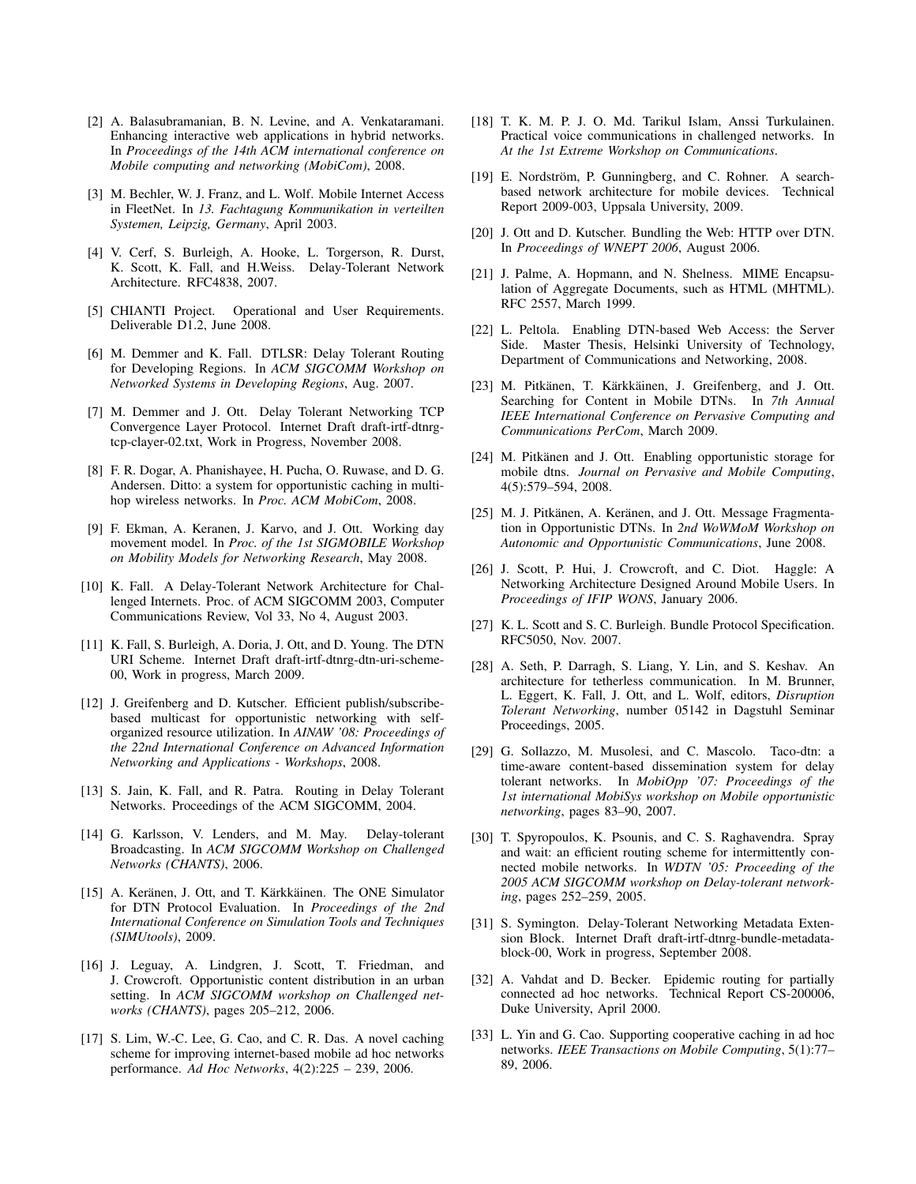[2] A. Balasubramanian, B. N. Levine, and A. Venkataramani. Enhancing interactive web applications in hybrid networks. In *Proceedings of the 14th ACM international conference on Mobile computing and networking (MobiCom)*, 2008.

[3] M. Bechler, W. J. Franz, and L. Wolf. Mobile Internet Access in FleetNet. In *13. Fachtagung Kommunikation in verteilten Systemen, Leipzig, Germany*, April 2003.

[4] V. Cerf, S. Burleigh, A. Hooke, L. Torgerson, R. Durst, K. Scott, K. Fall, and H.Weiss. Delay-Tolerant Network Architecture. RFC4838, 2007.

[5] CHIANTI Project. Operational and User Requirements. Deliverable D1.2, June 2008.

[6] M. Demmer and K. Fall. DTLSR: Delay Tolerant Routing for Developing Regions. In *ACM SIGCOMM Workshop on Networked Systems in Developing Regions*, Aug. 2007.

[7] M. Demmer and J. Ott. Delay Tolerant Networking TCP Convergence Layer Protocol. Internet Draft draft-irtf-dtnrg-tcp-clayer-02.txt, Work in Progress, November 2008.

[8] F. R. Dogar, A. Phanishayee, H. Pucha, O. Ruwase, and D. G. Andersen. Ditto: a system for opportunistic caching in multi-hop wireless networks. In *Proc. ACM MobiCom*, 2008.

[9] F. Ekman, A. Keranen, J. Karvo, and J. Ott. Working day movement model. In *Proc. of the 1st SIGMOBILE Workshop on Mobility Models for Networking Research*, May 2008.

[10] K. Fall. A Delay-Tolerant Network Architecture for Challenged Internets. Proc. of ACM SIGCOMM 2003, Computer Communications Review, Vol 33, No 4, August 2003.

[11] K. Fall, S. Burleigh, A. Doria, J. Ott, and D. Young. The DTN URI Scheme. Internet Draft draft-irtf-dtnrg-dtn-uri-scheme-00, Work in progress, March 2009.

[12] J. Greifenberg and D. Kutscher. Efficient publish/subscribe-based multicast for opportunistic networking with self-organized resource utilization. In *AINAW '08: Proceedings of the 22nd International Conference on Advanced Information Networking and Applications - Workshops*, 2008.

[13] S. Jain, K. Fall, and R. Patra. Routing in Delay Tolerant Networks. Proceedings of the ACM SIGCOMM, 2004.

[14] G. Karlsson, V. Lenders, and M. May. Delay-tolerant Broadcasting. In *ACM SIGCOMM Workshop on Challenged Networks (CHANTS)*, 2006.

[15] A. Keränen, J. Ott, and T. Kärkkäinen. The ONE Simulator for DTN Protocol Evaluation. In *Proceedings of the 2nd International Conference on Simulation Tools and Techniques (SIMUtools)*, 2009.

[16] J. Leguay, A. Lindgren, J. Scott, T. Friedman, and J. Crowcroft. Opportunistic content distribution in an urban setting. In *ACM SIGCOMM workshop on Challenged networks (CHANTS)*, pages 205–212, 2006.

[17] S. Lim, W.-C. Lee, G. Cao, and C. R. Das. A novel caching scheme for improving internet-based mobile ad hoc networks performance. *Ad Hoc Networks*, 4(2):225 – 239, 2006.

[18] T. K. M. P. J. O. Md. Tarikul Islam, Anssi Turkulainen. Practical voice communications in challenged networks. In *At the 1st Extreme Workshop on Communications*.

[19] E. Nordström, P. Gunningberg, and C. Rohner. A search-based network architecture for mobile devices. Technical Report 2009-003, Uppsala University, 2009.

[20] J. Ott and D. Kutscher. Bundling the Web: HTTP over DTN. In *Proceedings of WNEPT 2006*, August 2006.

[21] J. Palme, A. Hopmann, and N. Shelness. MIME Encapsulation of Aggregate Documents, such as HTML (MHTML). RFC 2557, March 1999.

[22] L. Peltola. Enabling DTN-based Web Access: the Server Side. Master Thesis, Helsinki University of Technology, Department of Communications and Networking, 2008.

[23] M. Pitkänen, T. Kärkkäinen, J. Greifenberg, and J. Ott. Searching for Content in Mobile DTNs. In *7th Annual IEEE International Conference on Pervasive Computing and Communications PerCom*, March 2009.

[24] M. Pitkänen and J. Ott. Enabling opportunistic storage for mobile dtns. *Journal on Pervasive and Mobile Computing*, 4(5):579–594, 2008.

[25] M. J. Pitkänen, A. Keränen, and J. Ott. Message Fragmentation in Opportunistic DTNs. In *2nd WoWMoM Workshop on Autonomic and Opportunistic Communications*, June 2008.

[26] J. Scott, P. Hui, J. Crowcroft, and C. Diot. Haggle: A Networking Architecture Designed Around Mobile Users. In *Proceedings of IFIP WONS*, January 2006.

[27] K. L. Scott and S. C. Burleigh. Bundle Protocol Specification. RFC5050, Nov. 2007.

[28] A. Seth, P. Darragh, S. Liang, Y. Lin, and S. Keshav. An architecture for tetherless communication. In M. Brunner, L. Eggert, K. Fall, J. Ott, and L. Wolf, editors, *Disruption Tolerant Networking*, number 05142 in Dagstuhl Seminar Proceedings, 2005.

[29] G. Sollazzo, M. Musolesi, and C. Mascolo. Taco-dtn: a time-aware content-based dissemination system for delay tolerant networks. In *MobiOpp '07: Proceedings of the 1st international MobiSys workshop on Mobile opportunistic networking*, pages 83–90, 2007.

[30] T. Spyropoulos, K. Psounis, and C. S. Raghavendra. Spray and wait: an efficient routing scheme for intermittently connected mobile networks. In *WDTN '05: Proceeding of the 2005 ACM SIGCOMM workshop on Delay-tolerant networking*, pages 252–259, 2005.

[31] S. Symington. Delay-Tolerant Networking Metadata Extension Block. Internet Draft draft-irtf-dtnrg-bundle-metadata-block-00, Work in progress, September 2008.

[32] A. Vahdat and D. Becker. Epidemic routing for partially connected ad hoc networks. Technical Report CS-200006, Duke University, April 2000.

[33] L. Yin and G. Cao. Supporting cooperative caching in ad hoc networks. *IEEE Transactions on Mobile Computing*, 5(1):77–89, 2006.